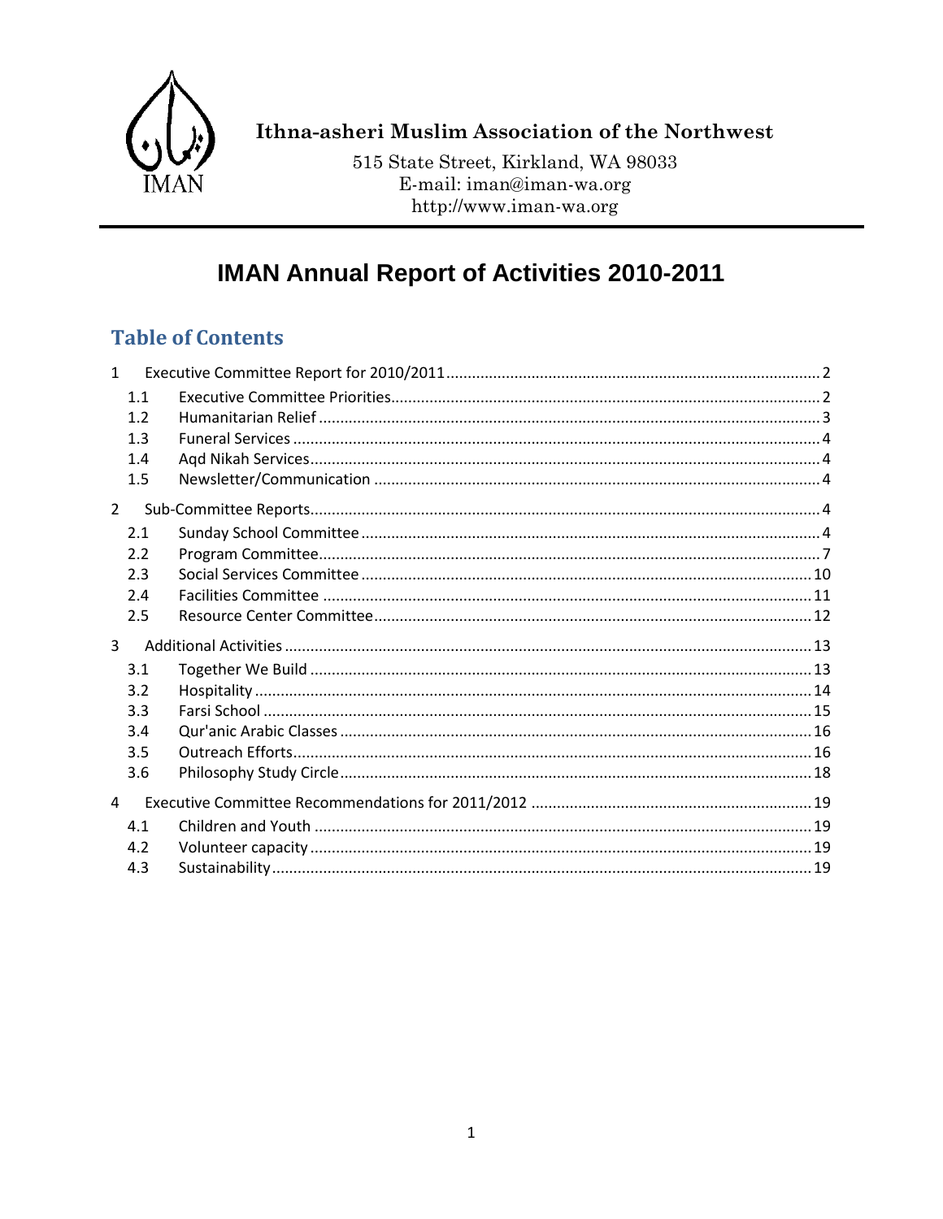Ithna-asheri Muslim Association of the Northwest

515 State Street, Kirkland, WA 98033
E-mail: iman@iman-wa.org
http://www.iman-wa.org

# IMAN Annual Report of Activities 2010-2011

## Table of Contents

1 Executive Committee Report for 2010/2011 ..... 2
- 1.1 Executive Committee Priorities ..... 2
- 1.2 Humanitarian Relief ..... 3
- 1.3 Funeral Services ..... 4
- 1.4 Aqd Nikah Services ..... 4
- 1.5 Newsletter/Communication ..... 4

2 Sub-Committee Reports ..... 4
- 2.1 Sunday School Committee ..... 4
- 2.2 Program Committee ..... 7
- 2.3 Social Services Committee ..... 10
- 2.4 Facilities Committee ..... 11
- 2.5 Resource Center Committee ..... 12

3 Additional Activities ..... 13
- 3.1 Together We Build ..... 13
- 3.2 Hospitality ..... 14
- 3.3 Farsi School ..... 15
- 3.4 Qur'anic Arabic Classes ..... 16
- 3.5 Outreach Efforts ..... 16
- 3.6 Philosophy Study Circle ..... 18

4 Executive Committee Recommendations for 2011/2012 ..... 19
- 4.1 Children and Youth ..... 19
- 4.2 Volunteer capacity ..... 19
- 4.3 Sustainability ..... 19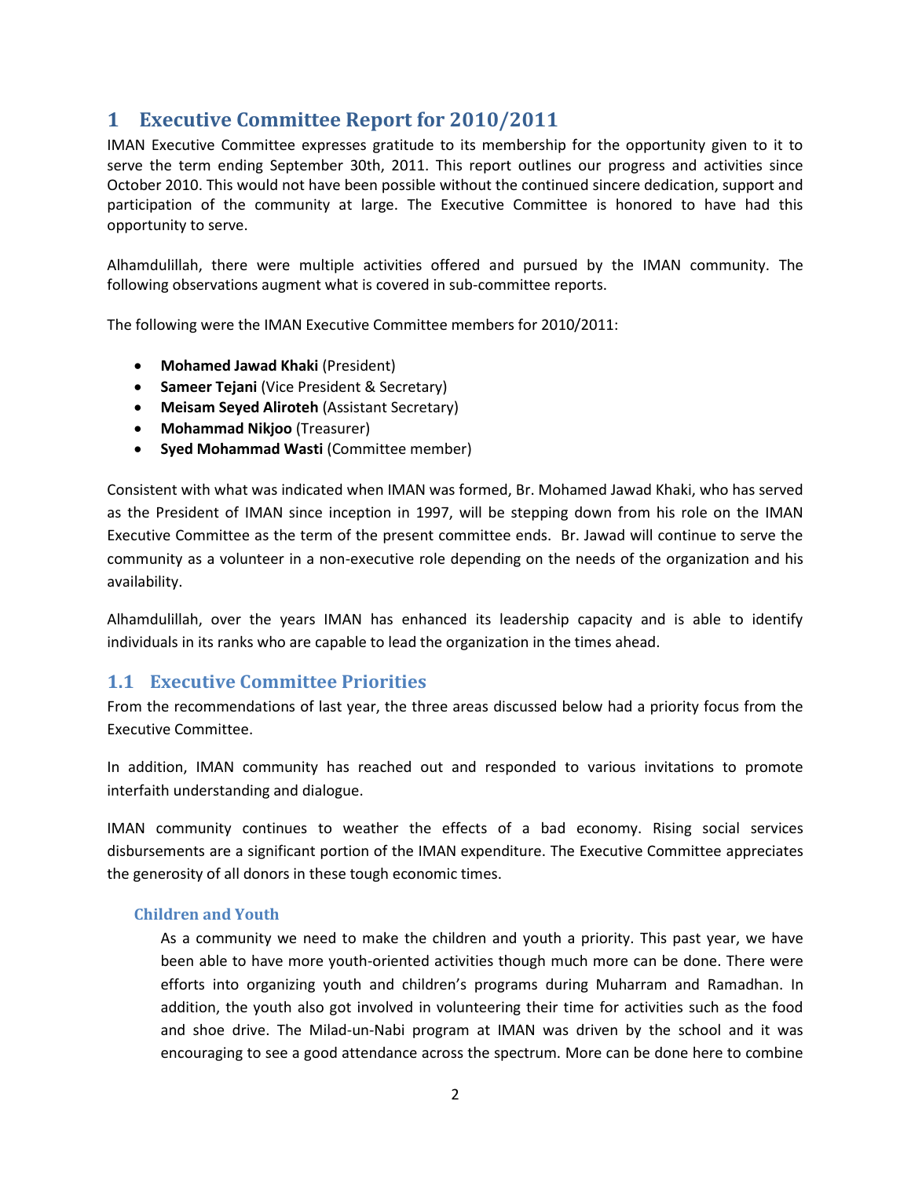# 1 Executive Committee Report for 2010/2011

IMAN Executive Committee expresses gratitude to its membership for the opportunity given to it to serve the term ending September 30th, 2011. This report outlines our progress and activities since October 2010. This would not have been possible without the continued sincere dedication, support and participation of the community at large. The Executive Committee is honored to have had this opportunity to serve.

Alhamdulillah, there were multiple activities offered and pursued by the IMAN community. The following observations augment what is covered in sub-committee reports.

The following were the IMAN Executive Committee members for 2010/2011:

- **Mohamed Jawad Khaki** (President)
- **Sameer Tejani** (Vice President & Secretary)
- **Meisam Seyed Aliroteh** (Assistant Secretary)
- **Mohammad Nikjoo** (Treasurer)
- **Syed Mohammad Wasti** (Committee member)

Consistent with what was indicated when IMAN was formed, Br. Mohamed Jawad Khaki, who has served as the President of IMAN since inception in 1997, will be stepping down from his role on the IMAN Executive Committee as the term of the present committee ends. Br. Jawad will continue to serve the community as a volunteer in a non-executive role depending on the needs of the organization and his availability.

Alhamdulillah, over the years IMAN has enhanced its leadership capacity and is able to identify individuals in its ranks who are capable to lead the organization in the times ahead.

## 1.1 Executive Committee Priorities

From the recommendations of last year, the three areas discussed below had a priority focus from the Executive Committee.

In addition, IMAN community has reached out and responded to various invitations to promote interfaith understanding and dialogue.

IMAN community continues to weather the effects of a bad economy. Rising social services disbursements are a significant portion of the IMAN expenditure. The Executive Committee appreciates the generosity of all donors in these tough economic times.

### Children and Youth

As a community we need to make the children and youth a priority. This past year, we have been able to have more youth-oriented activities though much more can be done. There were efforts into organizing youth and children's programs during Muharram and Ramadhan. In addition, the youth also got involved in volunteering their time for activities such as the food and shoe drive. The Milad-un-Nabi program at IMAN was driven by the school and it was encouraging to see a good attendance across the spectrum. More can be done here to combine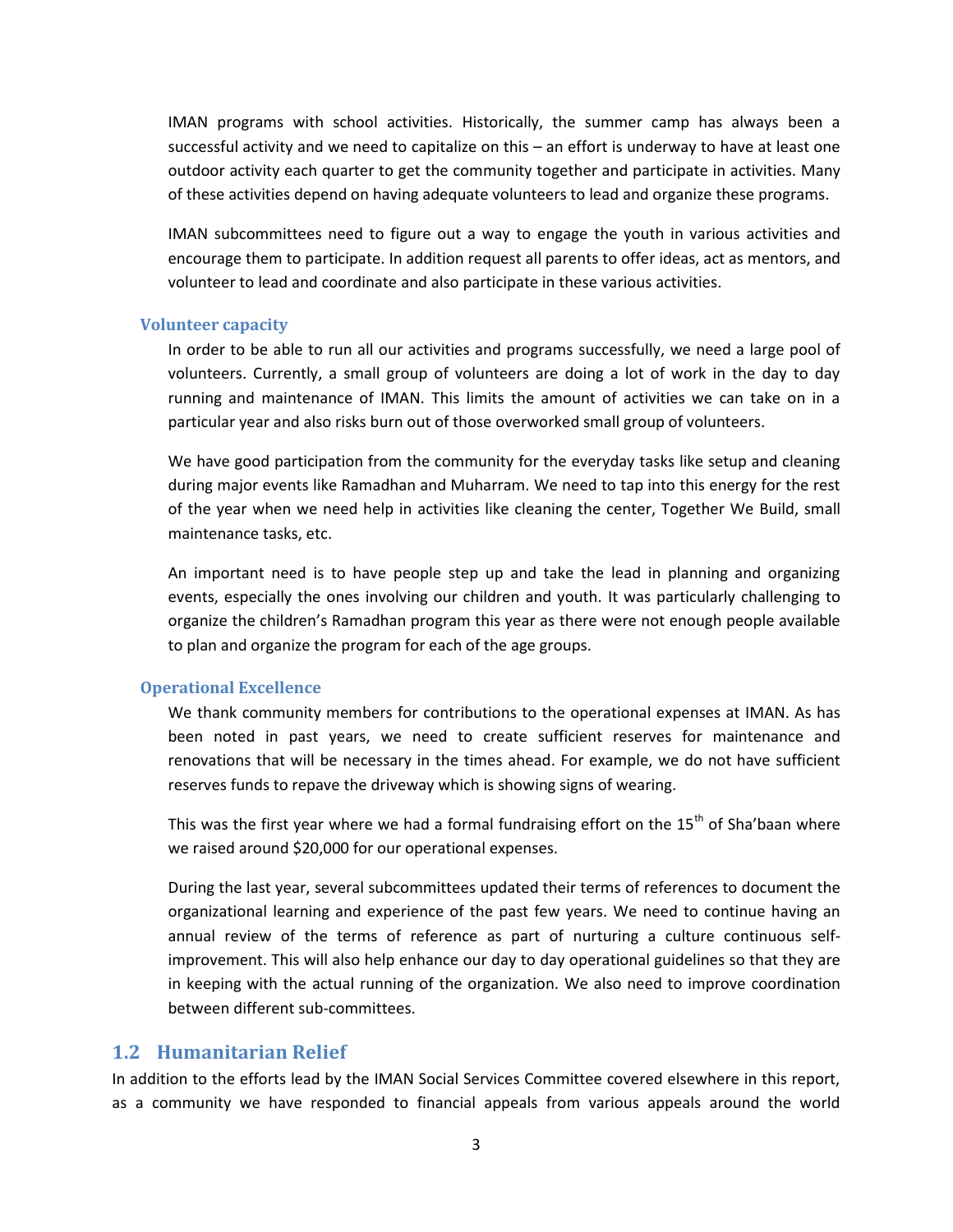IMAN programs with school activities. Historically, the summer camp has always been a successful activity and we need to capitalize on this – an effort is underway to have at least one outdoor activity each quarter to get the community together and participate in activities. Many of these activities depend on having adequate volunteers to lead and organize these programs.

IMAN subcommittees need to figure out a way to engage the youth in various activities and encourage them to participate. In addition request all parents to offer ideas, act as mentors, and volunteer to lead and coordinate and also participate in these various activities.

### Volunteer capacity

In order to be able to run all our activities and programs successfully, we need a large pool of volunteers. Currently, a small group of volunteers are doing a lot of work in the day to day running and maintenance of IMAN. This limits the amount of activities we can take on in a particular year and also risks burn out of those overworked small group of volunteers.

We have good participation from the community for the everyday tasks like setup and cleaning during major events like Ramadhan and Muharram. We need to tap into this energy for the rest of the year when we need help in activities like cleaning the center, Together We Build, small maintenance tasks, etc.

An important need is to have people step up and take the lead in planning and organizing events, especially the ones involving our children and youth. It was particularly challenging to organize the children's Ramadhan program this year as there were not enough people available to plan and organize the program for each of the age groups.

### Operational Excellence

We thank community members for contributions to the operational expenses at IMAN. As has been noted in past years, we need to create sufficient reserves for maintenance and renovations that will be necessary in the times ahead. For example, we do not have sufficient reserves funds to repave the driveway which is showing signs of wearing.

This was the first year where we had a formal fundraising effort on the 15th of Sha'baan where we raised around $20,000 for our operational expenses.

During the last year, several subcommittees updated their terms of references to document the organizational learning and experience of the past few years. We need to continue having an annual review of the terms of reference as part of nurturing a culture continuous self-improvement. This will also help enhance our day to day operational guidelines so that they are in keeping with the actual running of the organization. We also need to improve coordination between different sub-committees.

## 1.2 Humanitarian Relief

In addition to the efforts lead by the IMAN Social Services Committee covered elsewhere in this report, as a community we have responded to financial appeals from various appeals around the world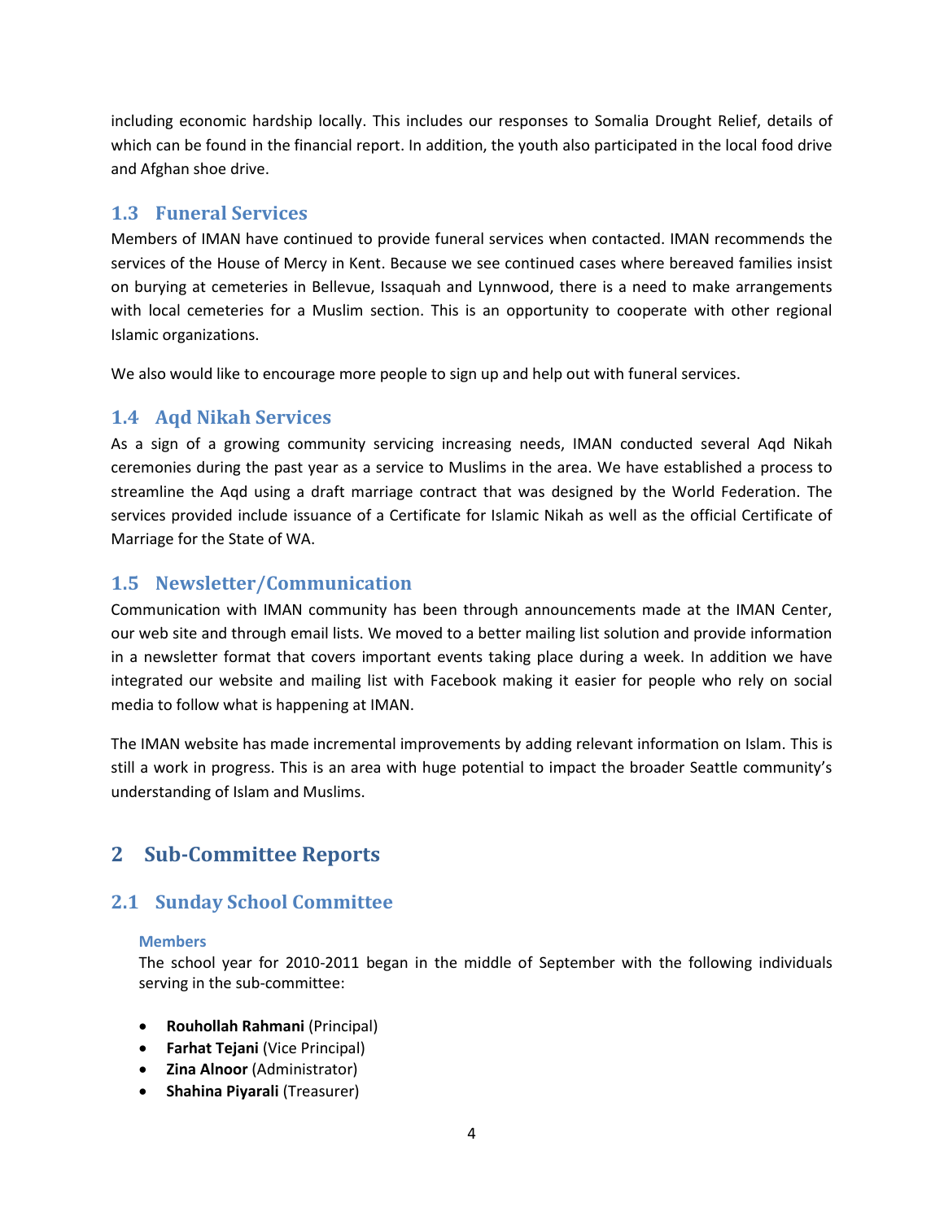including economic hardship locally. This includes our responses to Somalia Drought Relief, details of which can be found in the financial report. In addition, the youth also participated in the local food drive and Afghan shoe drive.

### 1.3 Funeral Services

Members of IMAN have continued to provide funeral services when contacted. IMAN recommends the services of the House of Mercy in Kent. Because we see continued cases where bereaved families insist on burying at cemeteries in Bellevue, Issaquah and Lynnwood, there is a need to make arrangements with local cemeteries for a Muslim section. This is an opportunity to cooperate with other regional Islamic organizations.

We also would like to encourage more people to sign up and help out with funeral services.

### 1.4 Aqd Nikah Services

As a sign of a growing community servicing increasing needs, IMAN conducted several Aqd Nikah ceremonies during the past year as a service to Muslims in the area. We have established a process to streamline the Aqd using a draft marriage contract that was designed by the World Federation. The services provided include issuance of a Certificate for Islamic Nikah as well as the official Certificate of Marriage for the State of WA.

### 1.5 Newsletter/Communication

Communication with IMAN community has been through announcements made at the IMAN Center, our web site and through email lists. We moved to a better mailing list solution and provide information in a newsletter format that covers important events taking place during a week. In addition we have integrated our website and mailing list with Facebook making it easier for people who rely on social media to follow what is happening at IMAN.

The IMAN website has made incremental improvements by adding relevant information on Islam. This is still a work in progress. This is an area with huge potential to impact the broader Seattle community's understanding of Islam and Muslims.

## 2 Sub-Committee Reports

### 2.1 Sunday School Committee

#### Members

The school year for 2010-2011 began in the middle of September with the following individuals serving in the sub-committee:

- **Rouhollah Rahmani** (Principal)
- **Farhat Tejani** (Vice Principal)
- **Zina Alnoor** (Administrator)
- **Shahina Piyarali** (Treasurer)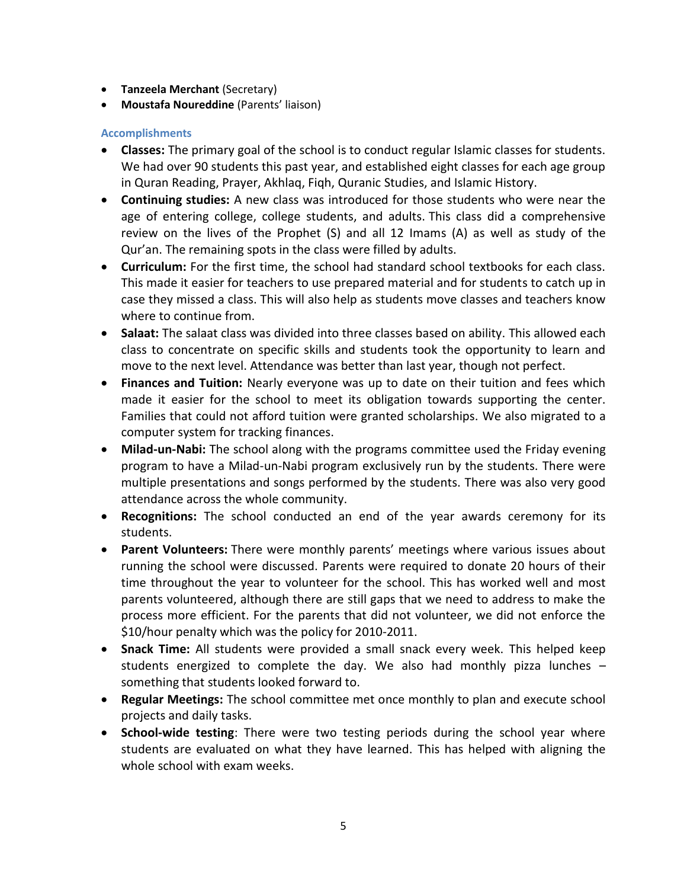- **Tanzeela Merchant** (Secretary)
- **Moustafa Noureddine** (Parents' liaison)

### Accomplishments

- **Classes:** The primary goal of the school is to conduct regular Islamic classes for students. We had over 90 students this past year, and established eight classes for each age group in Quran Reading, Prayer, Akhlaq, Fiqh, Quranic Studies, and Islamic History.
- **Continuing studies:** A new class was introduced for those students who were near the age of entering college, college students, and adults. This class did a comprehensive review on the lives of the Prophet (S) and all 12 Imams (A) as well as study of the Qur'an. The remaining spots in the class were filled by adults.
- **Curriculum:** For the first time, the school had standard school textbooks for each class. This made it easier for teachers to use prepared material and for students to catch up in case they missed a class. This will also help as students move classes and teachers know where to continue from.
- **Salaat:** The salaat class was divided into three classes based on ability. This allowed each class to concentrate on specific skills and students took the opportunity to learn and move to the next level. Attendance was better than last year, though not perfect.
- **Finances and Tuition:** Nearly everyone was up to date on their tuition and fees which made it easier for the school to meet its obligation towards supporting the center. Families that could not afford tuition were granted scholarships. We also migrated to a computer system for tracking finances.
- **Milad-un-Nabi:** The school along with the programs committee used the Friday evening program to have a Milad-un-Nabi program exclusively run by the students. There were multiple presentations and songs performed by the students. There was also very good attendance across the whole community.
- **Recognitions:** The school conducted an end of the year awards ceremony for its students.
- **Parent Volunteers:** There were monthly parents' meetings where various issues about running the school were discussed. Parents were required to donate 20 hours of their time throughout the year to volunteer for the school. This has worked well and most parents volunteered, although there are still gaps that we need to address to make the process more efficient. For the parents that did not volunteer, we did not enforce the $10/hour penalty which was the policy for 2010-2011.
- **Snack Time:** All students were provided a small snack every week. This helped keep students energized to complete the day. We also had monthly pizza lunches – something that students looked forward to.
- **Regular Meetings:** The school committee met once monthly to plan and execute school projects and daily tasks.
- **School-wide testing**: There were two testing periods during the school year where students are evaluated on what they have learned. This has helped with aligning the whole school with exam weeks.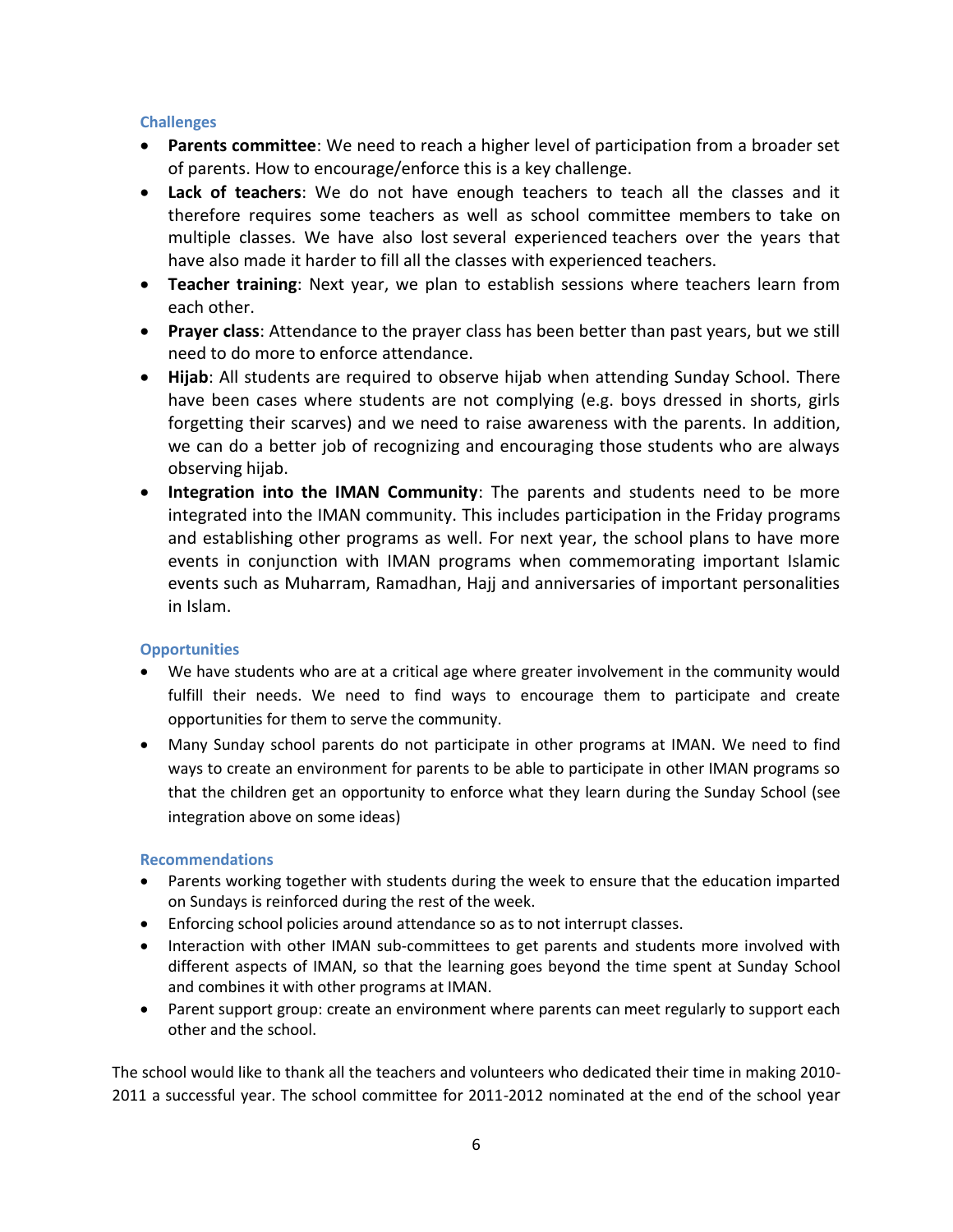### Challenges

- **Parents committee**: We need to reach a higher level of participation from a broader set of parents. How to encourage/enforce this is a key challenge.
- **Lack of teachers**: We do not have enough teachers to teach all the classes and it therefore requires some teachers as well as school committee members to take on multiple classes. We have also lost several experienced teachers over the years that have also made it harder to fill all the classes with experienced teachers.
- **Teacher training**: Next year, we plan to establish sessions where teachers learn from each other.
- **Prayer class**: Attendance to the prayer class has been better than past years, but we still need to do more to enforce attendance.
- **Hijab**: All students are required to observe hijab when attending Sunday School. There have been cases where students are not complying (e.g. boys dressed in shorts, girls forgetting their scarves) and we need to raise awareness with the parents. In addition, we can do a better job of recognizing and encouraging those students who are always observing hijab.
- **Integration into the IMAN Community**: The parents and students need to be more integrated into the IMAN community. This includes participation in the Friday programs and establishing other programs as well. For next year, the school plans to have more events in conjunction with IMAN programs when commemorating important Islamic events such as Muharram, Ramadhan, Hajj and anniversaries of important personalities in Islam.

### Opportunities

- We have students who are at a critical age where greater involvement in the community would fulfill their needs. We need to find ways to encourage them to participate and create opportunities for them to serve the community.
- Many Sunday school parents do not participate in other programs at IMAN. We need to find ways to create an environment for parents to be able to participate in other IMAN programs so that the children get an opportunity to enforce what they learn during the Sunday School (see integration above on some ideas)

### Recommendations

- Parents working together with students during the week to ensure that the education imparted on Sundays is reinforced during the rest of the week.
- Enforcing school policies around attendance so as to not interrupt classes.
- Interaction with other IMAN sub-committees to get parents and students more involved with different aspects of IMAN, so that the learning goes beyond the time spent at Sunday School and combines it with other programs at IMAN.
- Parent support group: create an environment where parents can meet regularly to support each other and the school.

The school would like to thank all the teachers and volunteers who dedicated their time in making 2010-2011 a successful year. The school committee for 2011-2012 nominated at the end of the school year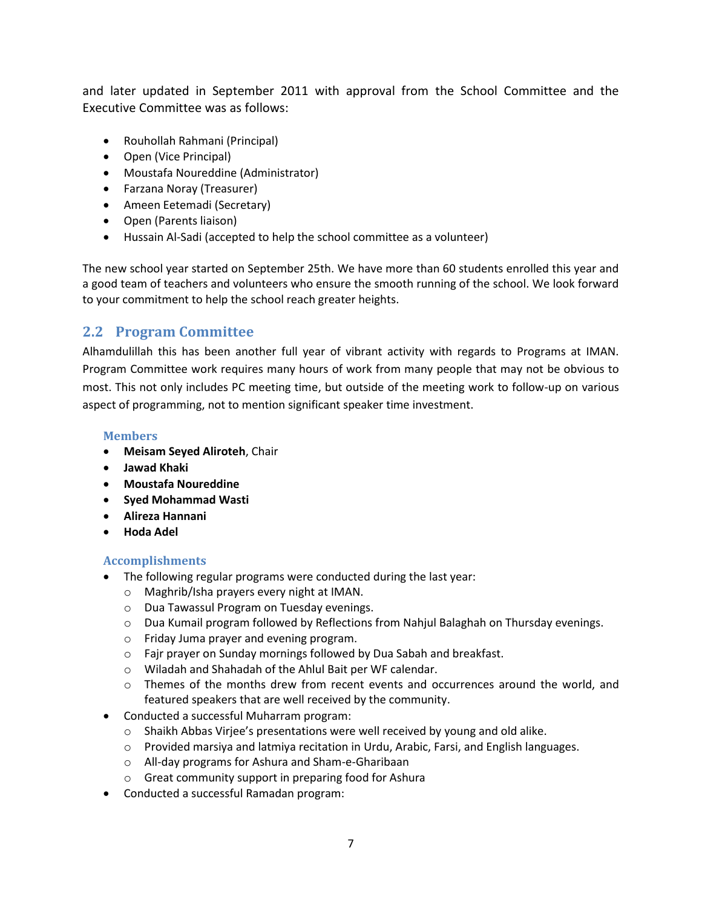and later updated in September 2011 with approval from the School Committee and the Executive Committee was as follows:

- Rouhollah Rahmani (Principal)
- Open (Vice Principal)
- Moustafa Noureddine (Administrator)
- Farzana Noray (Treasurer)
- Ameen Eetemadi (Secretary)
- Open (Parents liaison)
- Hussain Al-Sadi (accepted to help the school committee as a volunteer)

The new school year started on September 25th. We have more than 60 students enrolled this year and a good team of teachers and volunteers who ensure the smooth running of the school. We look forward to your commitment to help the school reach greater heights.

## 2.2 Program Committee

Alhamdulillah this has been another full year of vibrant activity with regards to Programs at IMAN. Program Committee work requires many hours of work from many people that may not be obvious to most. This not only includes PC meeting time, but outside of the meeting work to follow-up on various aspect of programming, not to mention significant speaker time investment.

### Members

- **Meisam Seyed Aliroteh**, Chair
- **Jawad Khaki**
- **Moustafa Noureddine**
- **Syed Mohammad Wasti**
- **Alireza Hannani**
- **Hoda Adel**

### Accomplishments

- The following regular programs were conducted during the last year:
  - Maghrib/Isha prayers every night at IMAN.
  - Dua Tawassul Program on Tuesday evenings.
  - Dua Kumail program followed by Reflections from Nahjul Balaghah on Thursday evenings.
  - Friday Juma prayer and evening program.
  - Fajr prayer on Sunday mornings followed by Dua Sabah and breakfast.
  - Wiladah and Shahadah of the Ahlul Bait per WF calendar.
  - Themes of the months drew from recent events and occurrences around the world, and featured speakers that are well received by the community.
- Conducted a successful Muharram program:
  - Shaikh Abbas Virjee's presentations were well received by young and old alike.
  - Provided marsiya and latmiya recitation in Urdu, Arabic, Farsi, and English languages.
  - All-day programs for Ashura and Sham-e-Gharibaan
  - Great community support in preparing food for Ashura
- Conducted a successful Ramadan program: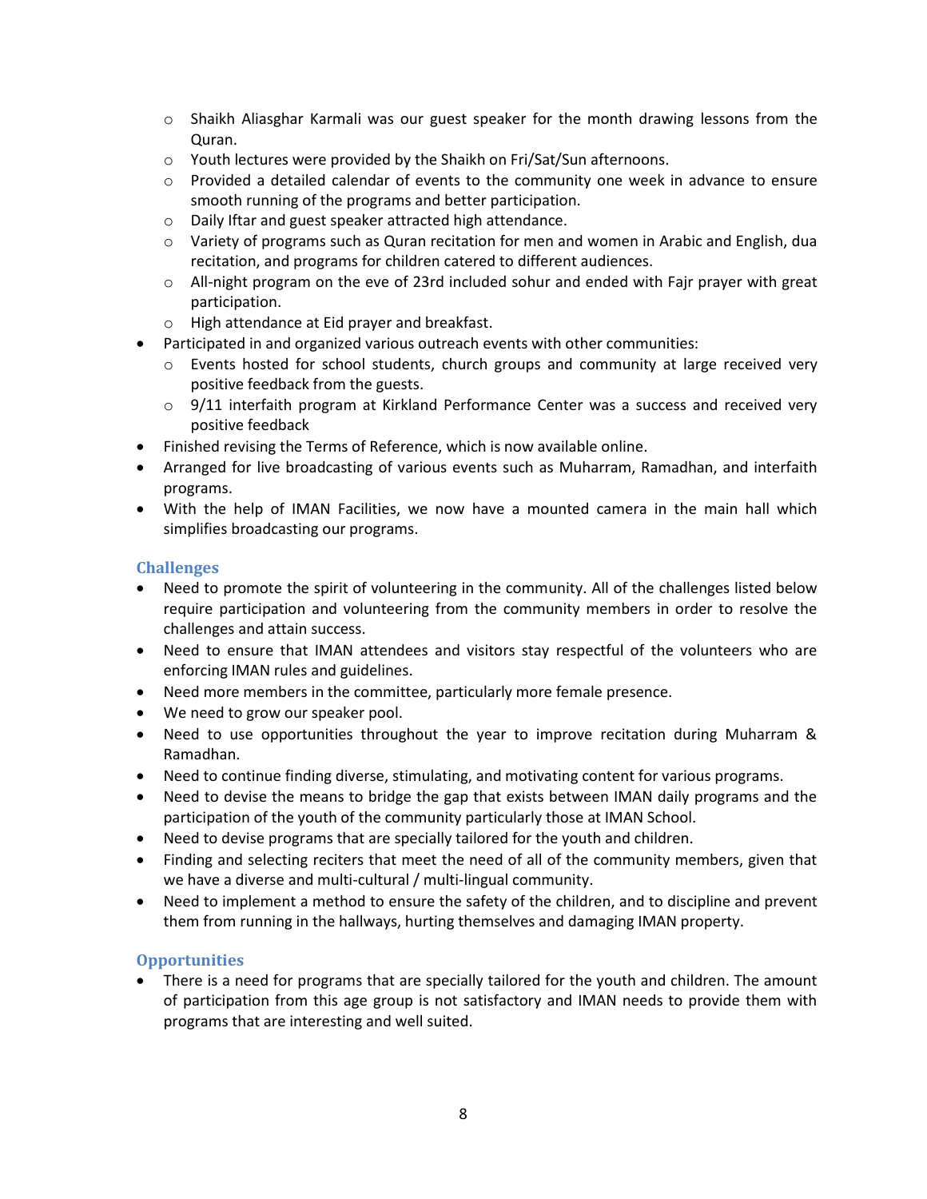- Shaikh Aliasghar Karmali was our guest speaker for the month drawing lessons from the Quran.
  - Youth lectures were provided by the Shaikh on Fri/Sat/Sun afternoons.
  - Provided a detailed calendar of events to the community one week in advance to ensure smooth running of the programs and better participation.
  - Daily Iftar and guest speaker attracted high attendance.
  - Variety of programs such as Quran recitation for men and women in Arabic and English, dua recitation, and programs for children catered to different audiences.
  - All-night program on the eve of 23rd included sohur and ended with Fajr prayer with great participation.
  - High attendance at Eid prayer and breakfast.
- Participated in and organized various outreach events with other communities:
  - Events hosted for school students, church groups and community at large received very positive feedback from the guests.
  - 9/11 interfaith program at Kirkland Performance Center was a success and received very positive feedback
- Finished revising the Terms of Reference, which is now available online.
- Arranged for live broadcasting of various events such as Muharram, Ramadhan, and interfaith programs.
- With the help of IMAN Facilities, we now have a mounted camera in the main hall which simplifies broadcasting our programs.

### Challenges

- Need to promote the spirit of volunteering in the community. All of the challenges listed below require participation and volunteering from the community members in order to resolve the challenges and attain success.
- Need to ensure that IMAN attendees and visitors stay respectful of the volunteers who are enforcing IMAN rules and guidelines.
- Need more members in the committee, particularly more female presence.
- We need to grow our speaker pool.
- Need to use opportunities throughout the year to improve recitation during Muharram & Ramadhan.
- Need to continue finding diverse, stimulating, and motivating content for various programs.
- Need to devise the means to bridge the gap that exists between IMAN daily programs and the participation of the youth of the community particularly those at IMAN School.
- Need to devise programs that are specially tailored for the youth and children.
- Finding and selecting reciters that meet the need of all of the community members, given that we have a diverse and multi-cultural / multi-lingual community.
- Need to implement a method to ensure the safety of the children, and to discipline and prevent them from running in the hallways, hurting themselves and damaging IMAN property.

### Opportunities

- There is a need for programs that are specially tailored for the youth and children. The amount of participation from this age group is not satisfactory and IMAN needs to provide them with programs that are interesting and well suited.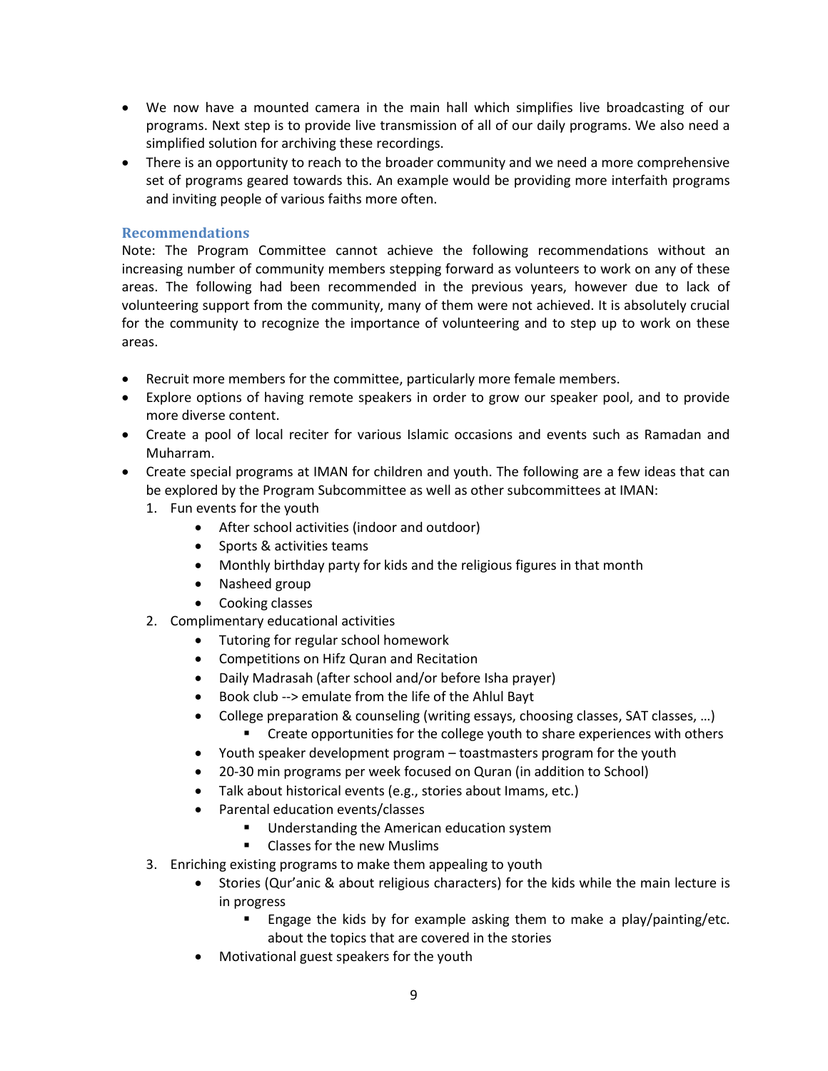- We now have a mounted camera in the main hall which simplifies live broadcasting of our programs. Next step is to provide live transmission of all of our daily programs. We also need a simplified solution for archiving these recordings.
- There is an opportunity to reach to the broader community and we need a more comprehensive set of programs geared towards this. An example would be providing more interfaith programs and inviting people of various faiths more often.

### Recommendations

Note: The Program Committee cannot achieve the following recommendations without an increasing number of community members stepping forward as volunteers to work on any of these areas. The following had been recommended in the previous years, however due to lack of volunteering support from the community, many of them were not achieved. It is absolutely crucial for the community to recognize the importance of volunteering and to step up to work on these areas.

- Recruit more members for the committee, particularly more female members.
- Explore options of having remote speakers in order to grow our speaker pool, and to provide more diverse content.
- Create a pool of local reciter for various Islamic occasions and events such as Ramadan and Muharram.
- Create special programs at IMAN for children and youth. The following are a few ideas that can be explored by the Program Subcommittee as well as other subcommittees at IMAN:
  1. Fun events for the youth
     - After school activities (indoor and outdoor)
     - Sports & activities teams
     - Monthly birthday party for kids and the religious figures in that month
     - Nasheed group
     - Cooking classes
  2. Complimentary educational activities
     - Tutoring for regular school homework
     - Competitions on Hifz Quran and Recitation
     - Daily Madrasah (after school and/or before Isha prayer)
     - Book club --> emulate from the life of the Ahlul Bayt
     - College preparation & counseling (writing essays, choosing classes, SAT classes, …)
       - Create opportunities for the college youth to share experiences with others
     - Youth speaker development program – toastmasters program for the youth
     - 20-30 min programs per week focused on Quran (in addition to School)
     - Talk about historical events (e.g., stories about Imams, etc.)
     - Parental education events/classes
       - Understanding the American education system
       - Classes for the new Muslims
  3. Enriching existing programs to make them appealing to youth
     - Stories (Qur'anic & about religious characters) for the kids while the main lecture is in progress
       - Engage the kids by for example asking them to make a play/painting/etc. about the topics that are covered in the stories
     - Motivational guest speakers for the youth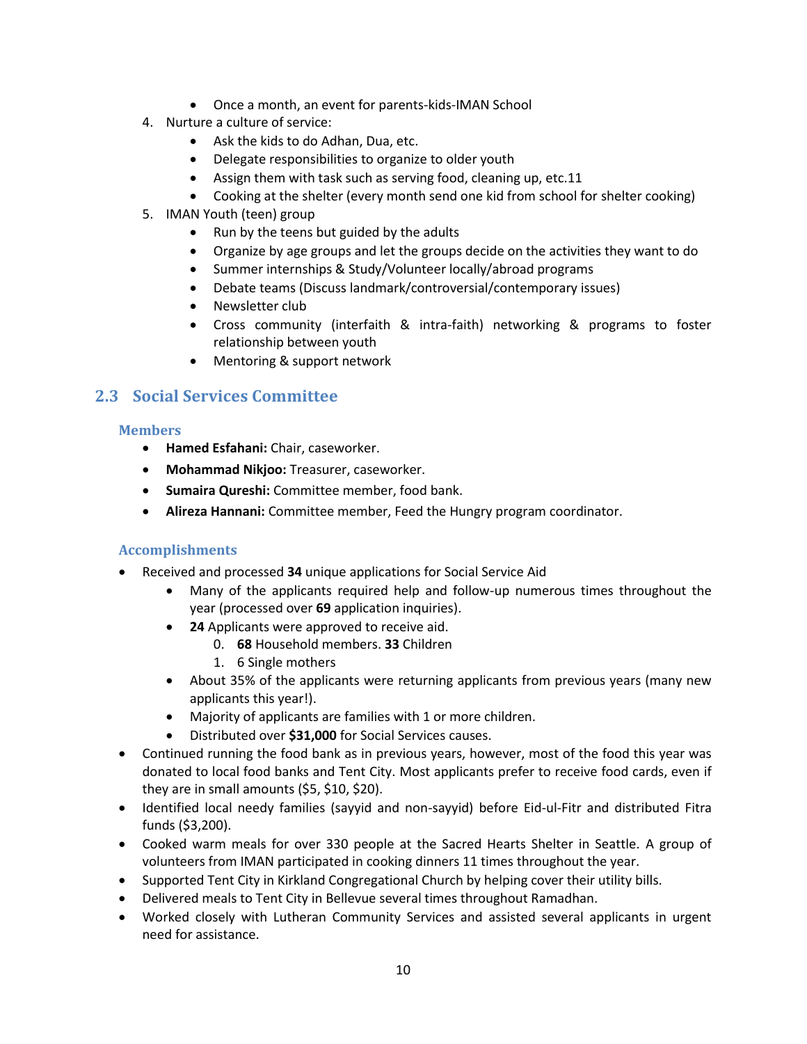- Once a month, an event for parents-kids-IMAN School

4. Nurture a culture of service:
    - Ask the kids to do Adhan, Dua, etc.
    - Delegate responsibilities to organize to older youth
    - Assign them with task such as serving food, cleaning up, etc.11
    - Cooking at the shelter (every month send one kid from school for shelter cooking)
5. IMAN Youth (teen) group
    - Run by the teens but guided by the adults
    - Organize by age groups and let the groups decide on the activities they want to do
    - Summer internships & Study/Volunteer locally/abroad programs
    - Debate teams (Discuss landmark/controversial/contemporary issues)
    - Newsletter club
    - Cross community (interfaith & intra-faith) networking & programs to foster relationship between youth
    - Mentoring & support network

## 2.3 Social Services Committee

### Members

- **Hamed Esfahani:** Chair, caseworker.
- **Mohammad Nikjoo:** Treasurer, caseworker.
- **Sumaira Qureshi:** Committee member, food bank.
- **Alireza Hannani:** Committee member, Feed the Hungry program coordinator.

### Accomplishments

- Received and processed **34** unique applications for Social Service Aid
    - Many of the applicants required help and follow-up numerous times throughout the year (processed over **69** application inquiries).
    - **24** Applicants were approved to receive aid.
        0. **68** Household members. **33** Children
        1. 6 Single mothers
    - About 35% of the applicants were returning applicants from previous years (many new applicants this year!).
    - Majority of applicants are families with 1 or more children.
    - Distributed over **$31,000** for Social Services causes.
- Continued running the food bank as in previous years, however, most of the food this year was donated to local food banks and Tent City. Most applicants prefer to receive food cards, even if they are in small amounts ($5, $10, $20).
- Identified local needy families (sayyid and non-sayyid) before Eid-ul-Fitr and distributed Fitra funds ($3,200).
- Cooked warm meals for over 330 people at the Sacred Hearts Shelter in Seattle. A group of volunteers from IMAN participated in cooking dinners 11 times throughout the year.
- Supported Tent City in Kirkland Congregational Church by helping cover their utility bills.
- Delivered meals to Tent City in Bellevue several times throughout Ramadhan.
- Worked closely with Lutheran Community Services and assisted several applicants in urgent need for assistance.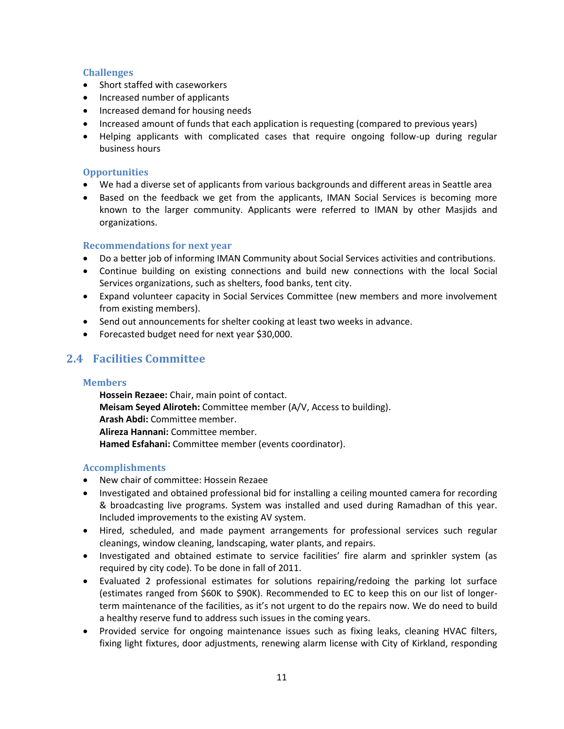### Challenges

- Short staffed with caseworkers
- Increased number of applicants
- Increased demand for housing needs
- Increased amount of funds that each application is requesting (compared to previous years)
- Helping applicants with complicated cases that require ongoing follow-up during regular business hours

### Opportunities

- We had a diverse set of applicants from various backgrounds and different areas in Seattle area
- Based on the feedback we get from the applicants, IMAN Social Services is becoming more known to the larger community. Applicants were referred to IMAN by other Masjids and organizations.

### Recommendations for next year

- Do a better job of informing IMAN Community about Social Services activities and contributions.
- Continue building on existing connections and build new connections with the local Social Services organizations, such as shelters, food banks, tent city.
- Expand volunteer capacity in Social Services Committee (new members and more involvement from existing members).
- Send out announcements for shelter cooking at least two weeks in advance.
- Forecasted budget need for next year $30,000.

## 2.4 Facilities Committee

### Members

**Hossein Rezaee:** Chair, main point of contact.
**Meisam Seyed Aliroteh:** Committee member (A/V, Access to building).
**Arash Abdi:** Committee member.
**Alireza Hannani:** Committee member.
**Hamed Esfahani:** Committee member (events coordinator).

### Accomplishments

- New chair of committee: Hossein Rezaee
- Investigated and obtained professional bid for installing a ceiling mounted camera for recording & broadcasting live programs. System was installed and used during Ramadhan of this year. Included improvements to the existing AV system.
- Hired, scheduled, and made payment arrangements for professional services such regular cleanings, window cleaning, landscaping, water plants, and repairs.
- Investigated and obtained estimate to service facilities' fire alarm and sprinkler system (as required by city code). To be done in fall of 2011.
- Evaluated 2 professional estimates for solutions repairing/redoing the parking lot surface (estimates ranged from $60K to $90K). Recommended to EC to keep this on our list of longer-term maintenance of the facilities, as it's not urgent to do the repairs now. We do need to build a healthy reserve fund to address such issues in the coming years.
- Provided service for ongoing maintenance issues such as fixing leaks, cleaning HVAC filters, fixing light fixtures, door adjustments, renewing alarm license with City of Kirkland, responding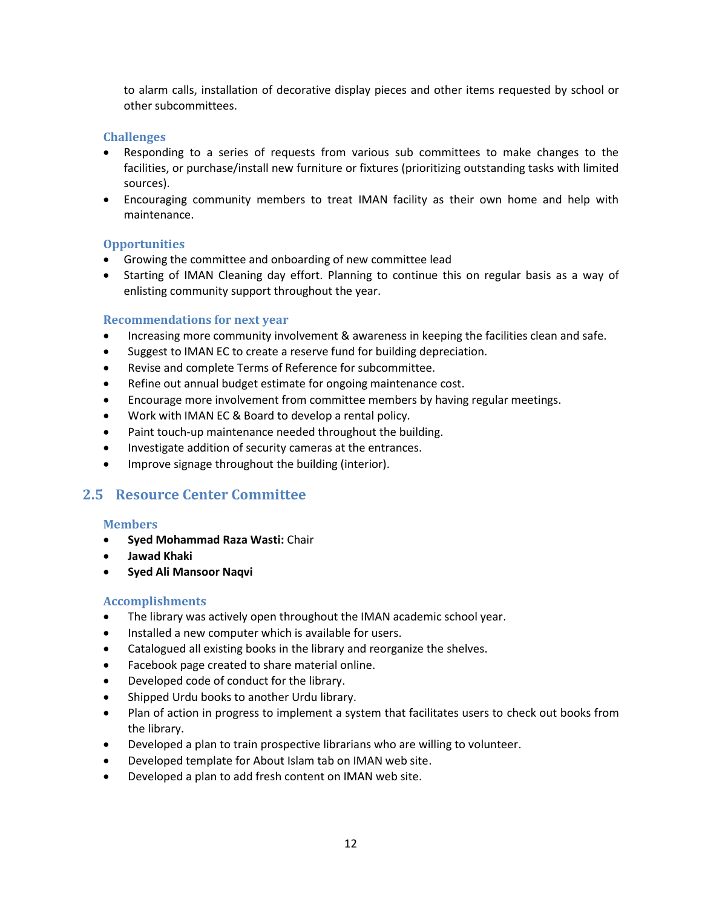to alarm calls, installation of decorative display pieces and other items requested by school or other subcommittees.

### Challenges

- Responding to a series of requests from various sub committees to make changes to the facilities, or purchase/install new furniture or fixtures (prioritizing outstanding tasks with limited sources).
- Encouraging community members to treat IMAN facility as their own home and help with maintenance.

### Opportunities

- Growing the committee and onboarding of new committee lead
- Starting of IMAN Cleaning day effort. Planning to continue this on regular basis as a way of enlisting community support throughout the year.

### Recommendations for next year

- Increasing more community involvement & awareness in keeping the facilities clean and safe.
- Suggest to IMAN EC to create a reserve fund for building depreciation.
- Revise and complete Terms of Reference for subcommittee.
- Refine out annual budget estimate for ongoing maintenance cost.
- Encourage more involvement from committee members by having regular meetings.
- Work with IMAN EC & Board to develop a rental policy.
- Paint touch-up maintenance needed throughout the building.
- Investigate addition of security cameras at the entrances.
- Improve signage throughout the building (interior).

## 2.5 Resource Center Committee

### Members

- **Syed Mohammad Raza Wasti:** Chair
- **Jawad Khaki**
- **Syed Ali Mansoor Naqvi**

### Accomplishments

- The library was actively open throughout the IMAN academic school year.
- Installed a new computer which is available for users.
- Catalogued all existing books in the library and reorganize the shelves.
- Facebook page created to share material online.
- Developed code of conduct for the library.
- Shipped Urdu books to another Urdu library.
- Plan of action in progress to implement a system that facilitates users to check out books from the library.
- Developed a plan to train prospective librarians who are willing to volunteer.
- Developed template for About Islam tab on IMAN web site.
- Developed a plan to add fresh content on IMAN web site.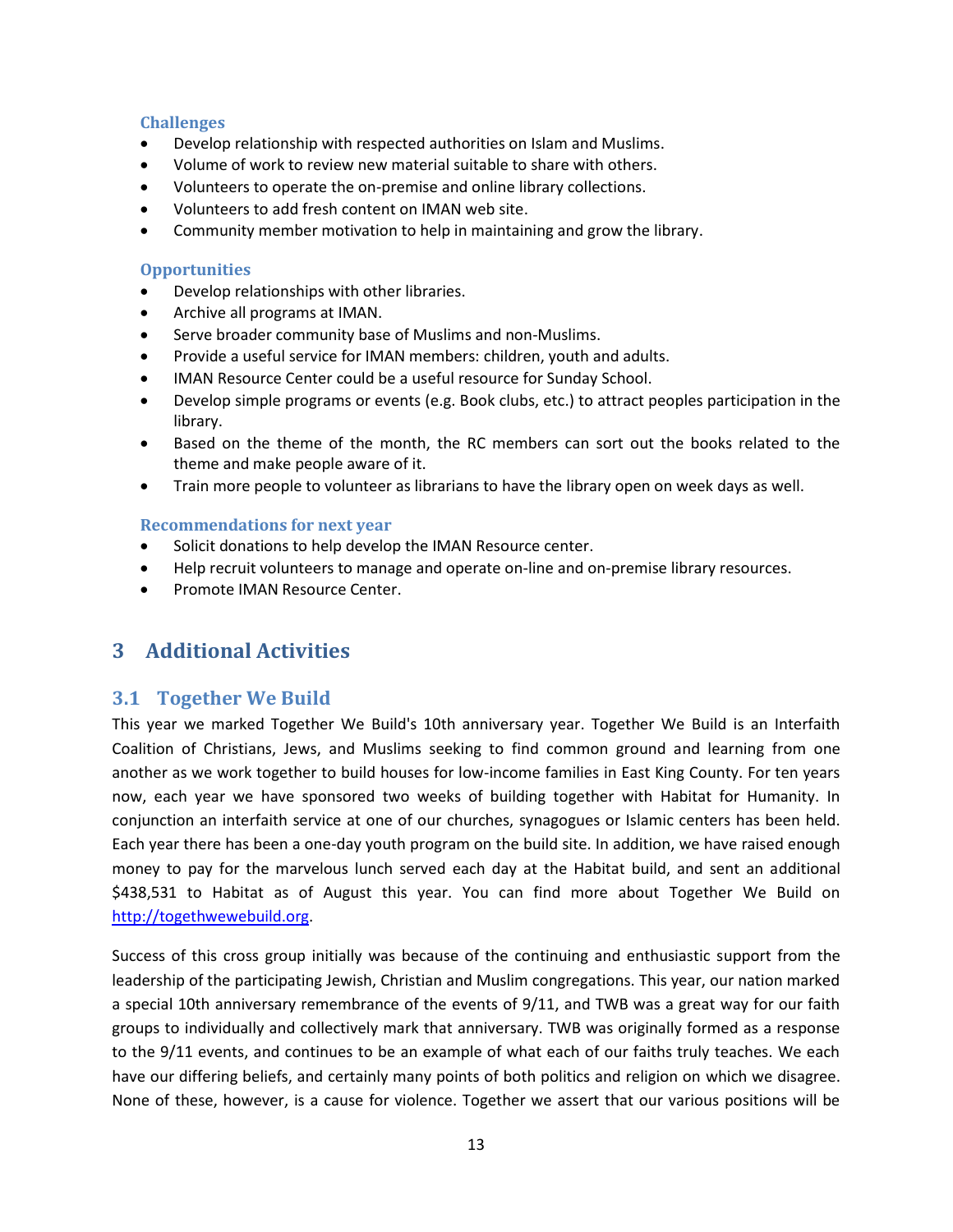### Challenges

- Develop relationship with respected authorities on Islam and Muslims.
- Volume of work to review new material suitable to share with others.
- Volunteers to operate the on-premise and online library collections.
- Volunteers to add fresh content on IMAN web site.
- Community member motivation to help in maintaining and grow the library.

### Opportunities

- Develop relationships with other libraries.
- Archive all programs at IMAN.
- Serve broader community base of Muslims and non-Muslims.
- Provide a useful service for IMAN members: children, youth and adults.
- IMAN Resource Center could be a useful resource for Sunday School.
- Develop simple programs or events (e.g. Book clubs, etc.) to attract peoples participation in the library.
- Based on the theme of the month, the RC members can sort out the books related to the theme and make people aware of it.
- Train more people to volunteer as librarians to have the library open on week days as well.

### Recommendations for next year

- Solicit donations to help develop the IMAN Resource center.
- Help recruit volunteers to manage and operate on-line and on-premise library resources.
- Promote IMAN Resource Center.

# 3 Additional Activities

## 3.1 Together We Build

This year we marked Together We Build's 10th anniversary year. Together We Build is an Interfaith Coalition of Christians, Jews, and Muslims seeking to find common ground and learning from one another as we work together to build houses for low-income families in East King County. For ten years now, each year we have sponsored two weeks of building together with Habitat for Humanity. In conjunction an interfaith service at one of our churches, synagogues or Islamic centers has been held. Each year there has been a one-day youth program on the build site. In addition, we have raised enough money to pay for the marvelous lunch served each day at the Habitat build, and sent an additional $438,531 to Habitat as of August this year. You can find more about Together We Build on [http://togethwewebuild.org](http://togethwewebuild.org).

Success of this cross group initially was because of the continuing and enthusiastic support from the leadership of the participating Jewish, Christian and Muslim congregations. This year, our nation marked a special 10th anniversary remembrance of the events of 9/11, and TWB was a great way for our faith groups to individually and collectively mark that anniversary. TWB was originally formed as a response to the 9/11 events, and continues to be an example of what each of our faiths truly teaches. We each have our differing beliefs, and certainly many points of both politics and religion on which we disagree. None of these, however, is a cause for violence. Together we assert that our various positions will be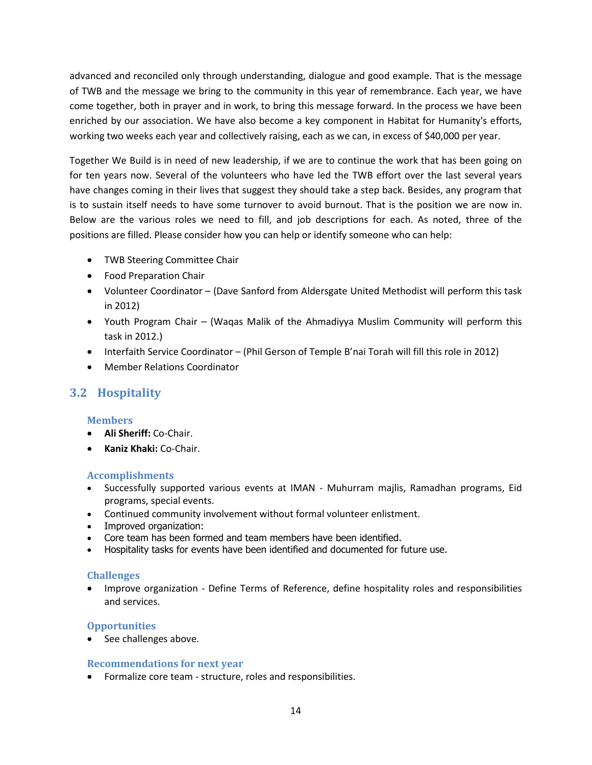advanced and reconciled only through understanding, dialogue and good example. That is the message of TWB and the message we bring to the community in this year of remembrance. Each year, we have come together, both in prayer and in work, to bring this message forward. In the process we have been enriched by our association. We have also become a key component in Habitat for Humanity's efforts, working two weeks each year and collectively raising, each as we can, in excess of $40,000 per year.

Together We Build is in need of new leadership, if we are to continue the work that has been going on for ten years now. Several of the volunteers who have led the TWB effort over the last several years have changes coming in their lives that suggest they should take a step back. Besides, any program that is to sustain itself needs to have some turnover to avoid burnout. That is the position we are now in. Below are the various roles we need to fill, and job descriptions for each. As noted, three of the positions are filled. Please consider how you can help or identify someone who can help:

- TWB Steering Committee Chair
- Food Preparation Chair
- Volunteer Coordinator – (Dave Sanford from Aldersgate United Methodist will perform this task in 2012)
- Youth Program Chair – (Waqas Malik of the Ahmadiyya Muslim Community will perform this task in 2012.)
- Interfaith Service Coordinator – (Phil Gerson of Temple B'nai Torah will fill this role in 2012)
- Member Relations Coordinator

## 3.2 Hospitality

### Members

- **Ali Sheriff:** Co-Chair.
- **Kaniz Khaki:** Co-Chair.

### Accomplishments

- Successfully supported various events at IMAN - Muhurram majlis, Ramadhan programs, Eid programs, special events.
- Continued community involvement without formal volunteer enlistment.
- Improved organization:
- Core team has been formed and team members have been identified.
- Hospitality tasks for events have been identified and documented for future use.

### Challenges

- Improve organization - Define Terms of Reference, define hospitality roles and responsibilities and services.

### Opportunities

- See challenges above.

### Recommendations for next year

- Formalize core team - structure, roles and responsibilities.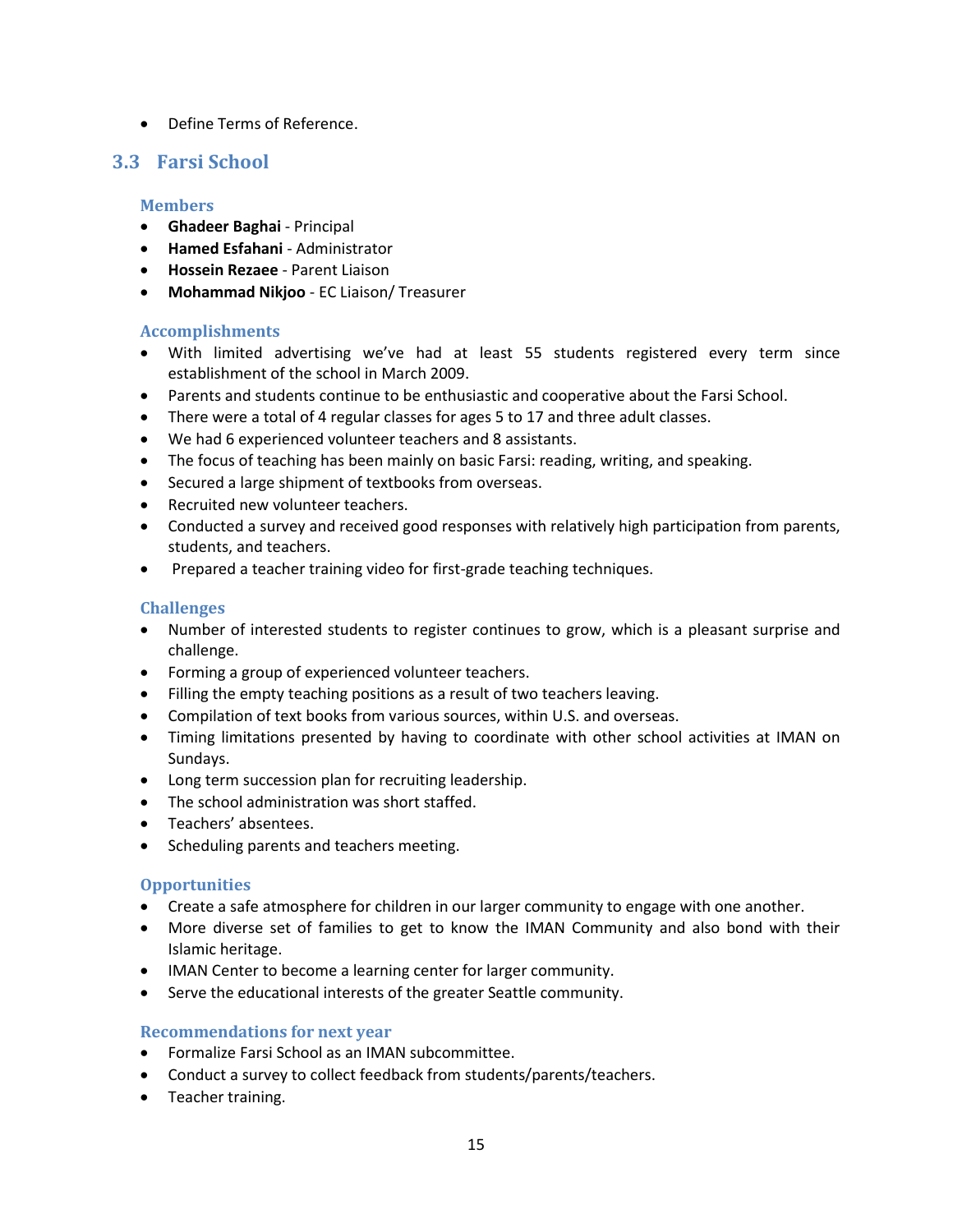- Define Terms of Reference.

## 3.3 Farsi School

### Members

- **Ghadeer Baghai** - Principal
- **Hamed Esfahani** - Administrator
- **Hossein Rezaee** - Parent Liaison
- **Mohammad Nikjoo** - EC Liaison/ Treasurer

### Accomplishments

- With limited advertising we've had at least 55 students registered every term since establishment of the school in March 2009.
- Parents and students continue to be enthusiastic and cooperative about the Farsi School.
- There were a total of 4 regular classes for ages 5 to 17 and three adult classes.
- We had 6 experienced volunteer teachers and 8 assistants.
- The focus of teaching has been mainly on basic Farsi: reading, writing, and speaking.
- Secured a large shipment of textbooks from overseas.
- Recruited new volunteer teachers.
- Conducted a survey and received good responses with relatively high participation from parents, students, and teachers.
- Prepared a teacher training video for first-grade teaching techniques.

### Challenges

- Number of interested students to register continues to grow, which is a pleasant surprise and challenge.
- Forming a group of experienced volunteer teachers.
- Filling the empty teaching positions as a result of two teachers leaving.
- Compilation of text books from various sources, within U.S. and overseas.
- Timing limitations presented by having to coordinate with other school activities at IMAN on Sundays.
- Long term succession plan for recruiting leadership.
- The school administration was short staffed.
- Teachers' absentees.
- Scheduling parents and teachers meeting.

### Opportunities

- Create a safe atmosphere for children in our larger community to engage with one another.
- More diverse set of families to get to know the IMAN Community and also bond with their Islamic heritage.
- IMAN Center to become a learning center for larger community.
- Serve the educational interests of the greater Seattle community.

### Recommendations for next year

- Formalize Farsi School as an IMAN subcommittee.
- Conduct a survey to collect feedback from students/parents/teachers.
- Teacher training.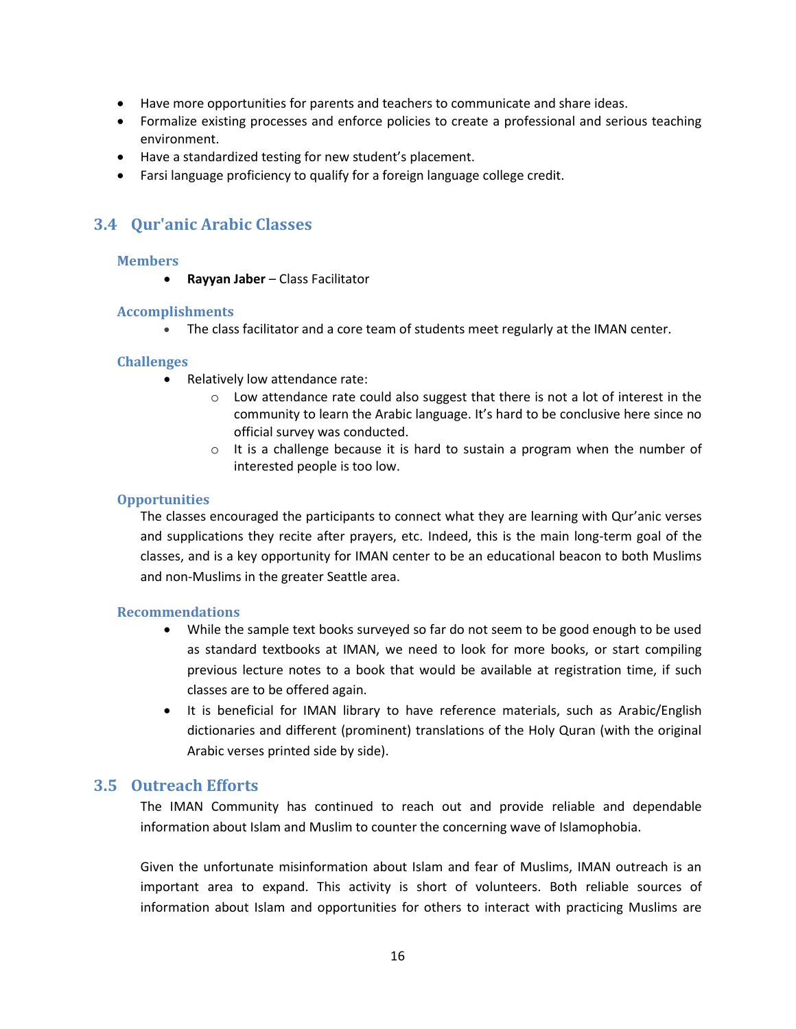- Have more opportunities for parents and teachers to communicate and share ideas.
- Formalize existing processes and enforce policies to create a professional and serious teaching environment.
- Have a standardized testing for new student's placement.
- Farsi language proficiency to qualify for a foreign language college credit.

## 3.4 Qur'anic Arabic Classes

### Members

- **Rayyan Jaber** – Class Facilitator

### Accomplishments

- The class facilitator and a core team of students meet regularly at the IMAN center.

### Challenges

- Relatively low attendance rate:
  - Low attendance rate could also suggest that there is not a lot of interest in the community to learn the Arabic language. It's hard to be conclusive here since no official survey was conducted.
  - It is a challenge because it is hard to sustain a program when the number of interested people is too low.

### Opportunities

The classes encouraged the participants to connect what they are learning with Qur'anic verses and supplications they recite after prayers, etc. Indeed, this is the main long-term goal of the classes, and is a key opportunity for IMAN center to be an educational beacon to both Muslims and non-Muslims in the greater Seattle area.

### Recommendations

- While the sample text books surveyed so far do not seem to be good enough to be used as standard textbooks at IMAN, we need to look for more books, or start compiling previous lecture notes to a book that would be available at registration time, if such classes are to be offered again.
- It is beneficial for IMAN library to have reference materials, such as Arabic/English dictionaries and different (prominent) translations of the Holy Quran (with the original Arabic verses printed side by side).

## 3.5 Outreach Efforts

The IMAN Community has continued to reach out and provide reliable and dependable information about Islam and Muslim to counter the concerning wave of Islamophobia.

Given the unfortunate misinformation about Islam and fear of Muslims, IMAN outreach is an important area to expand. This activity is short of volunteers. Both reliable sources of information about Islam and opportunities for others to interact with practicing Muslims are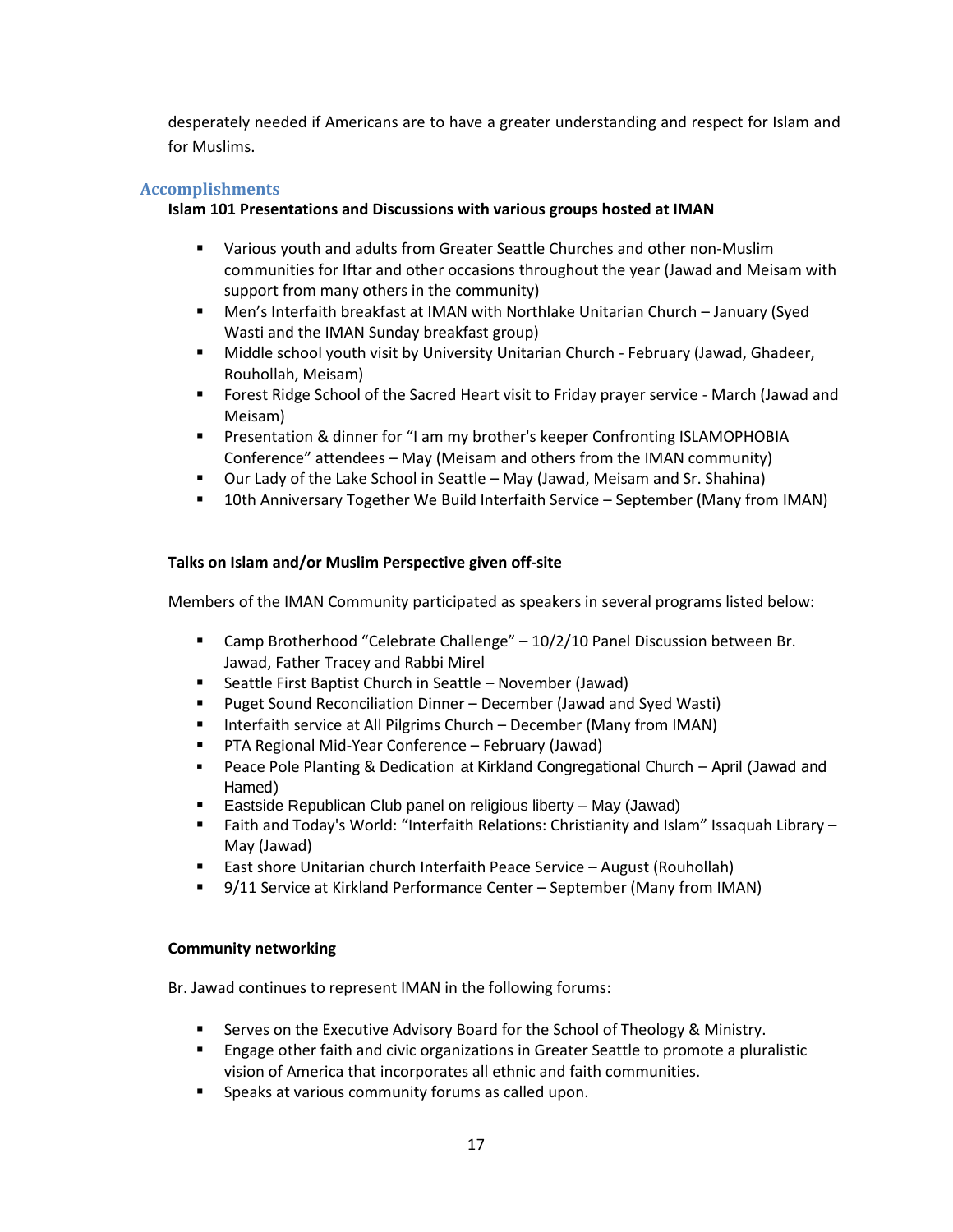desperately needed if Americans are to have a greater understanding and respect for Islam and for Muslims.

## Accomplishments

**Islam 101 Presentations and Discussions with various groups hosted at IMAN**

- Various youth and adults from Greater Seattle Churches and other non-Muslim communities for Iftar and other occasions throughout the year (Jawad and Meisam with support from many others in the community)
- Men's Interfaith breakfast at IMAN with Northlake Unitarian Church – January (Syed Wasti and the IMAN Sunday breakfast group)
- Middle school youth visit by University Unitarian Church - February (Jawad, Ghadeer, Rouhollah, Meisam)
- Forest Ridge School of the Sacred Heart visit to Friday prayer service - March (Jawad and Meisam)
- Presentation & dinner for "I am my brother's keeper Confronting ISLAMOPHOBIA Conference" attendees – May (Meisam and others from the IMAN community)
- Our Lady of the Lake School in Seattle – May (Jawad, Meisam and Sr. Shahina)
- 10th Anniversary Together We Build Interfaith Service – September (Many from IMAN)

**Talks on Islam and/or Muslim Perspective given off-site**

Members of the IMAN Community participated as speakers in several programs listed below:

- Camp Brotherhood "Celebrate Challenge" – 10/2/10 Panel Discussion between Br. Jawad, Father Tracey and Rabbi Mirel
- Seattle First Baptist Church in Seattle – November (Jawad)
- Puget Sound Reconciliation Dinner – December (Jawad and Syed Wasti)
- Interfaith service at All Pilgrims Church – December (Many from IMAN)
- PTA Regional Mid-Year Conference – February (Jawad)
- Peace Pole Planting & Dedication at Kirkland Congregational Church – April (Jawad and Hamed)
- Eastside Republican Club panel on religious liberty – May (Jawad)
- Faith and Today's World: "Interfaith Relations: Christianity and Islam" Issaquah Library – May (Jawad)
- East shore Unitarian church Interfaith Peace Service – August (Rouhollah)
- 9/11 Service at Kirkland Performance Center – September (Many from IMAN)

**Community networking**

Br. Jawad continues to represent IMAN in the following forums:

- Serves on the Executive Advisory Board for the School of Theology & Ministry.
- Engage other faith and civic organizations in Greater Seattle to promote a pluralistic vision of America that incorporates all ethnic and faith communities.
- Speaks at various community forums as called upon.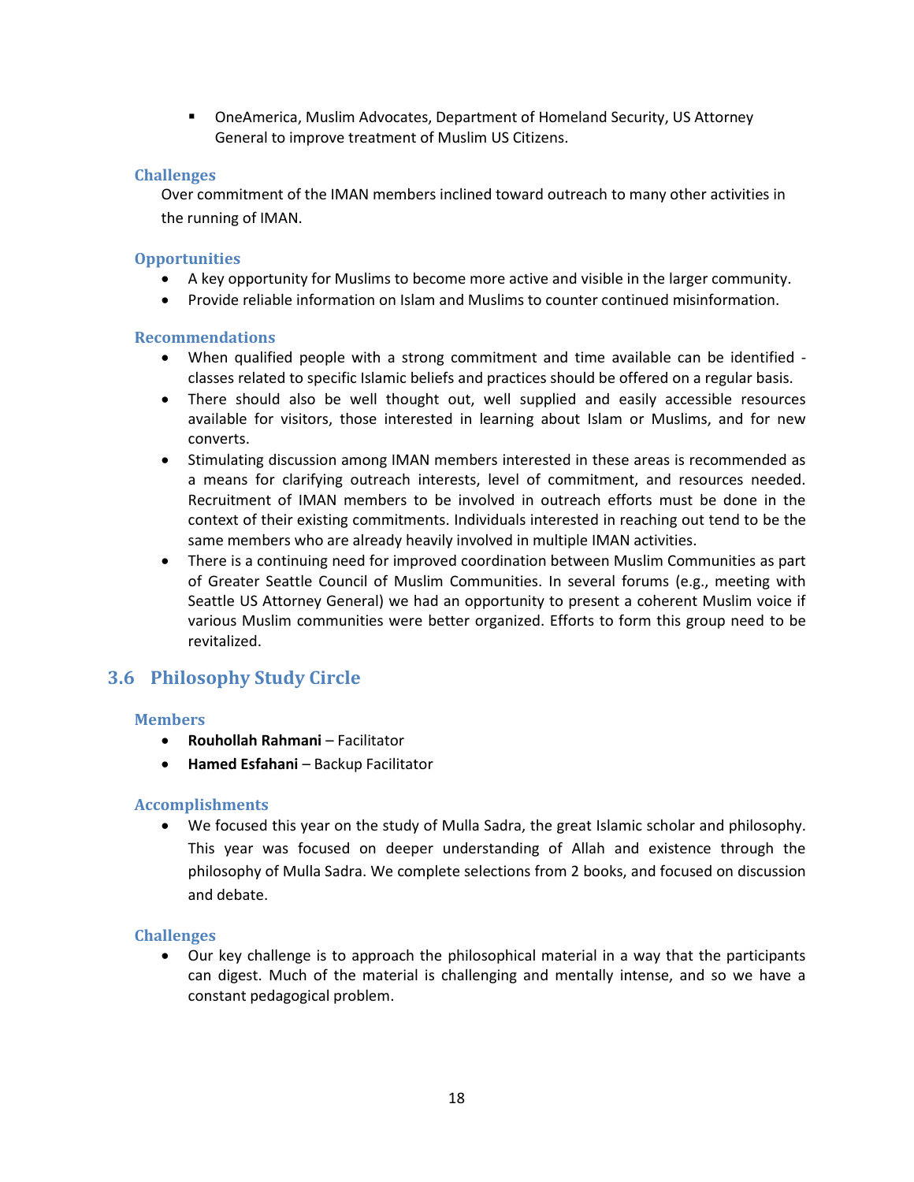- OneAmerica, Muslim Advocates, Department of Homeland Security, US Attorney General to improve treatment of Muslim US Citizens.

### Challenges

Over commitment of the IMAN members inclined toward outreach to many other activities in the running of IMAN.

### Opportunities

- A key opportunity for Muslims to become more active and visible in the larger community.
- Provide reliable information on Islam and Muslims to counter continued misinformation.

### Recommendations

- When qualified people with a strong commitment and time available can be identified - classes related to specific Islamic beliefs and practices should be offered on a regular basis.
- There should also be well thought out, well supplied and easily accessible resources available for visitors, those interested in learning about Islam or Muslims, and for new converts.
- Stimulating discussion among IMAN members interested in these areas is recommended as a means for clarifying outreach interests, level of commitment, and resources needed. Recruitment of IMAN members to be involved in outreach efforts must be done in the context of their existing commitments. Individuals interested in reaching out tend to be the same members who are already heavily involved in multiple IMAN activities.
- There is a continuing need for improved coordination between Muslim Communities as part of Greater Seattle Council of Muslim Communities. In several forums (e.g., meeting with Seattle US Attorney General) we had an opportunity to present a coherent Muslim voice if various Muslim communities were better organized. Efforts to form this group need to be revitalized.

## 3.6 Philosophy Study Circle

### Members

- **Rouhollah Rahmani** – Facilitator
- **Hamed Esfahani** – Backup Facilitator

### Accomplishments

- We focused this year on the study of Mulla Sadra, the great Islamic scholar and philosophy. This year was focused on deeper understanding of Allah and existence through the philosophy of Mulla Sadra. We complete selections from 2 books, and focused on discussion and debate.

### Challenges

- Our key challenge is to approach the philosophical material in a way that the participants can digest. Much of the material is challenging and mentally intense, and so we have a constant pedagogical problem.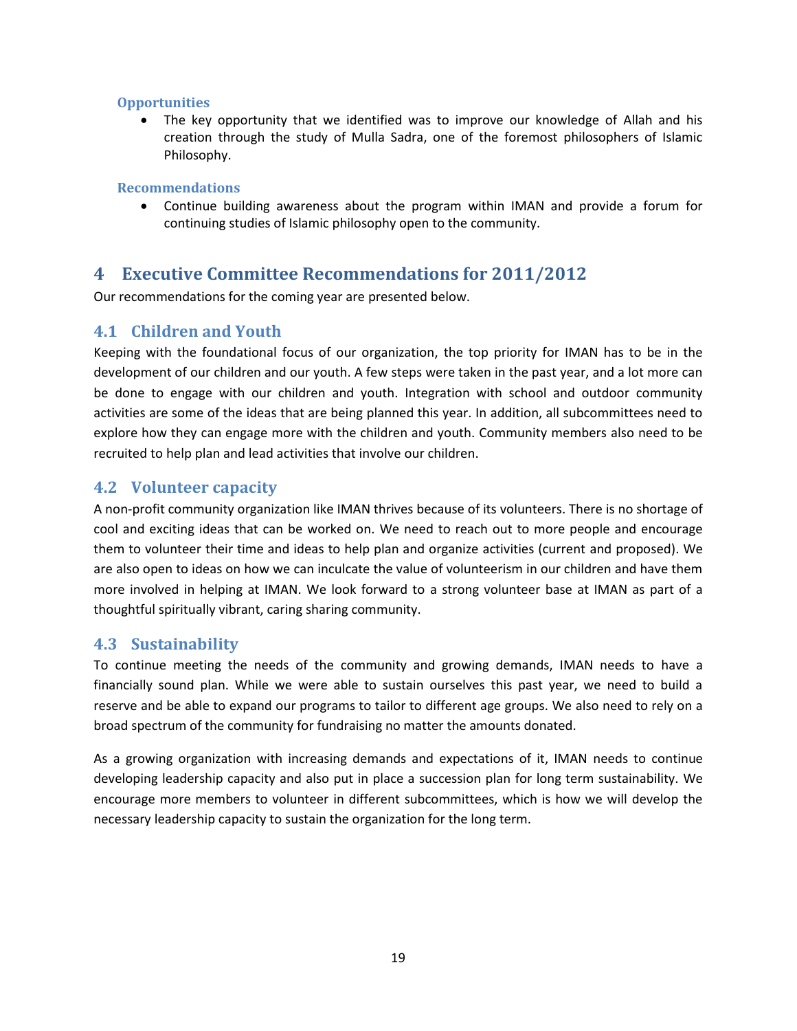#### Opportunities

- The key opportunity that we identified was to improve our knowledge of Allah and his creation through the study of Mulla Sadra, one of the foremost philosophers of Islamic Philosophy.

#### Recommendations

- Continue building awareness about the program within IMAN and provide a forum for continuing studies of Islamic philosophy open to the community.

# 4 Executive Committee Recommendations for 2011/2012

Our recommendations for the coming year are presented below.

## 4.1 Children and Youth

Keeping with the foundational focus of our organization, the top priority for IMAN has to be in the development of our children and our youth. A few steps were taken in the past year, and a lot more can be done to engage with our children and youth. Integration with school and outdoor community activities are some of the ideas that are being planned this year. In addition, all subcommittees need to explore how they can engage more with the children and youth. Community members also need to be recruited to help plan and lead activities that involve our children.

## 4.2 Volunteer capacity

A non-profit community organization like IMAN thrives because of its volunteers. There is no shortage of cool and exciting ideas that can be worked on. We need to reach out to more people and encourage them to volunteer their time and ideas to help plan and organize activities (current and proposed). We are also open to ideas on how we can inculcate the value of volunteerism in our children and have them more involved in helping at IMAN. We look forward to a strong volunteer base at IMAN as part of a thoughtful spiritually vibrant, caring sharing community.

## 4.3 Sustainability

To continue meeting the needs of the community and growing demands, IMAN needs to have a financially sound plan. While we were able to sustain ourselves this past year, we need to build a reserve and be able to expand our programs to tailor to different age groups. We also need to rely on a broad spectrum of the community for fundraising no matter the amounts donated.

As a growing organization with increasing demands and expectations of it, IMAN needs to continue developing leadership capacity and also put in place a succession plan for long term sustainability. We encourage more members to volunteer in different subcommittees, which is how we will develop the necessary leadership capacity to sustain the organization for the long term.